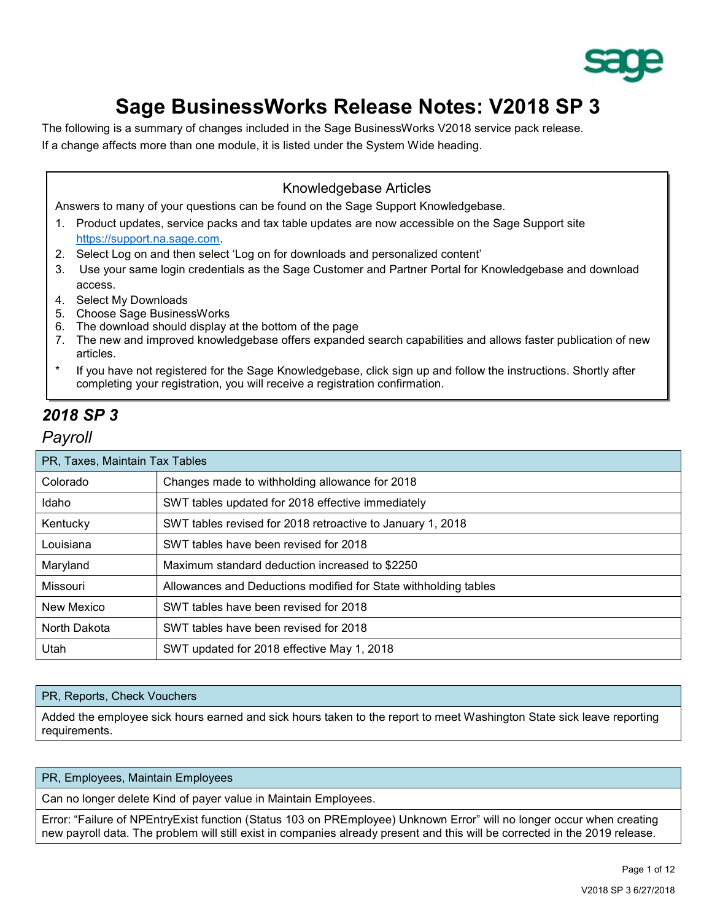# Sage BusinessWorks Release Notes: V2018 SP 3

The following is a summary of changes included in the Sage BusinessWorks V2018 service pack release.

If a change affects more than one module, it is listed under the System Wide heading.

### Knowledgebase Articles

Answers to many of your questions can be found on the Sage Support Knowledgebase.

1. Product updates, service packs and tax table updates are now accessible on the Sage Support site https://support.na.sage.com.
2. Select Log on and then select 'Log on for downloads and personalized content'
3. Use your same login credentials as the Sage Customer and Partner Portal for Knowledgebase and download access.
4. Select My Downloads
5. Choose Sage BusinessWorks
6. The download should display at the bottom of the page
7. The new and improved knowledgebase offers expanded search capabilities and allows faster publication of new articles.

\* If you have not registered for the Sage Knowledgebase, click sign up and follow the instructions. Shortly after completing your registration, you will receive a registration confirmation.

## *2018 SP 3*

### *Payroll*

| PR, Taxes, Maintain Tax Tables | |
|---|---|
| Colorado | Changes made to withholding allowance for 2018 |
| Idaho | SWT tables updated for 2018 effective immediately |
| Kentucky | SWT tables revised for 2018 retroactive to January 1, 2018 |
| Louisiana | SWT tables have been revised for 2018 |
| Maryland | Maximum standard deduction increased to $2250 |
| Missouri | Allowances and Deductions modified for State withholding tables |
| New Mexico | SWT tables have been revised for 2018 |
| North Dakota | SWT tables have been revised for 2018 |
| Utah | SWT updated for 2018 effective May 1, 2018 |

| PR, Reports, Check Vouchers |
|---|
| Added the employee sick hours earned and sick hours taken to the report to meet Washington State sick leave reporting requirements. |

| PR, Employees, Maintain Employees |
|---|
| Can no longer delete Kind of payer value in Maintain Employees. |
| Error: "Failure of NPEntryExist function (Status 103 on PREmployee) Unknown Error" will no longer occur when creating new payroll data. The problem will still exist in companies already present and this will be corrected in the 2019 release. |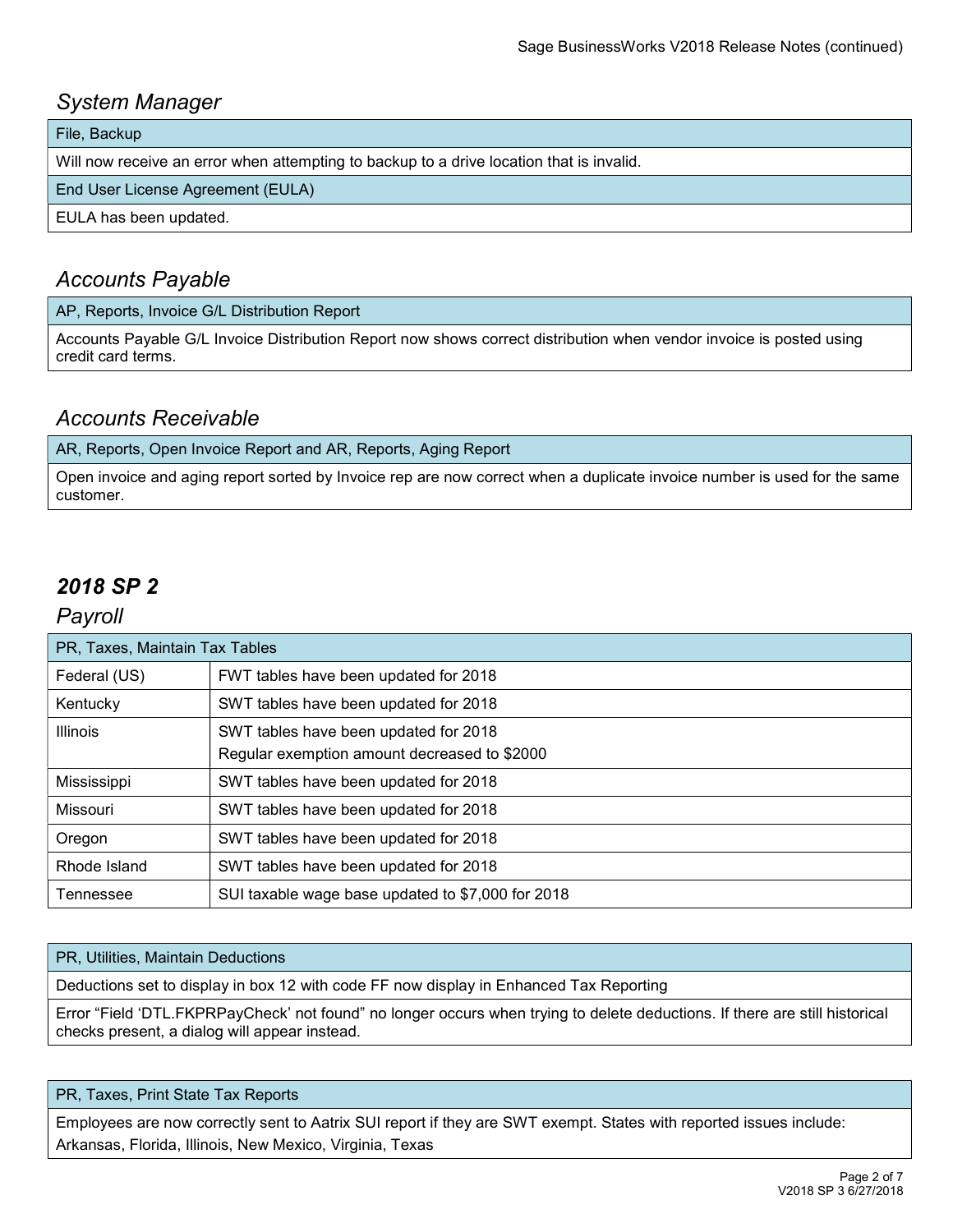## *System Manager*

| File, Backup |
| --- |
| Will now receive an error when attempting to backup to a drive location that is invalid. |
| End User License Agreement (EULA) |
| EULA has been updated. |

## *Accounts Payable*

| AP, Reports, Invoice G/L Distribution Report |
| --- |
| Accounts Payable G/L Invoice Distribution Report now shows correct distribution when vendor invoice is posted using credit card terms. |

## *Accounts Receivable*

| AR, Reports, Open Invoice Report and AR, Reports, Aging Report |
| --- |
| Open invoice and aging report sorted by Invoice rep are now correct when a duplicate invoice number is used for the same customer. |

# ***2018 SP 2***

## *Payroll*

| PR, Taxes, Maintain Tax Tables | |
| --- | --- |
| Federal (US) | FWT tables have been updated for 2018 |
| Kentucky | SWT tables have been updated for 2018 |
| Illinois | SWT tables have been updated for 2018<br>Regular exemption amount decreased to $2000 |
| Mississippi | SWT tables have been updated for 2018 |
| Missouri | SWT tables have been updated for 2018 |
| Oregon | SWT tables have been updated for 2018 |
| Rhode Island | SWT tables have been updated for 2018 |
| Tennessee | SUI taxable wage base updated to $7,000 for 2018 |

| PR, Utilities, Maintain Deductions |
| --- |
| Deductions set to display in box 12 with code FF now display in Enhanced Tax Reporting |
| Error “Field ‘DTL.FKPRPayCheck’ not found” no longer occurs when trying to delete deductions. If there are still historical checks present, a dialog will appear instead. |

| PR, Taxes, Print State Tax Reports |
| --- |
| Employees are now correctly sent to Aatrix SUI report if they are SWT exempt. States with reported issues include: Arkansas, Florida, Illinois, New Mexico, Virginia, Texas |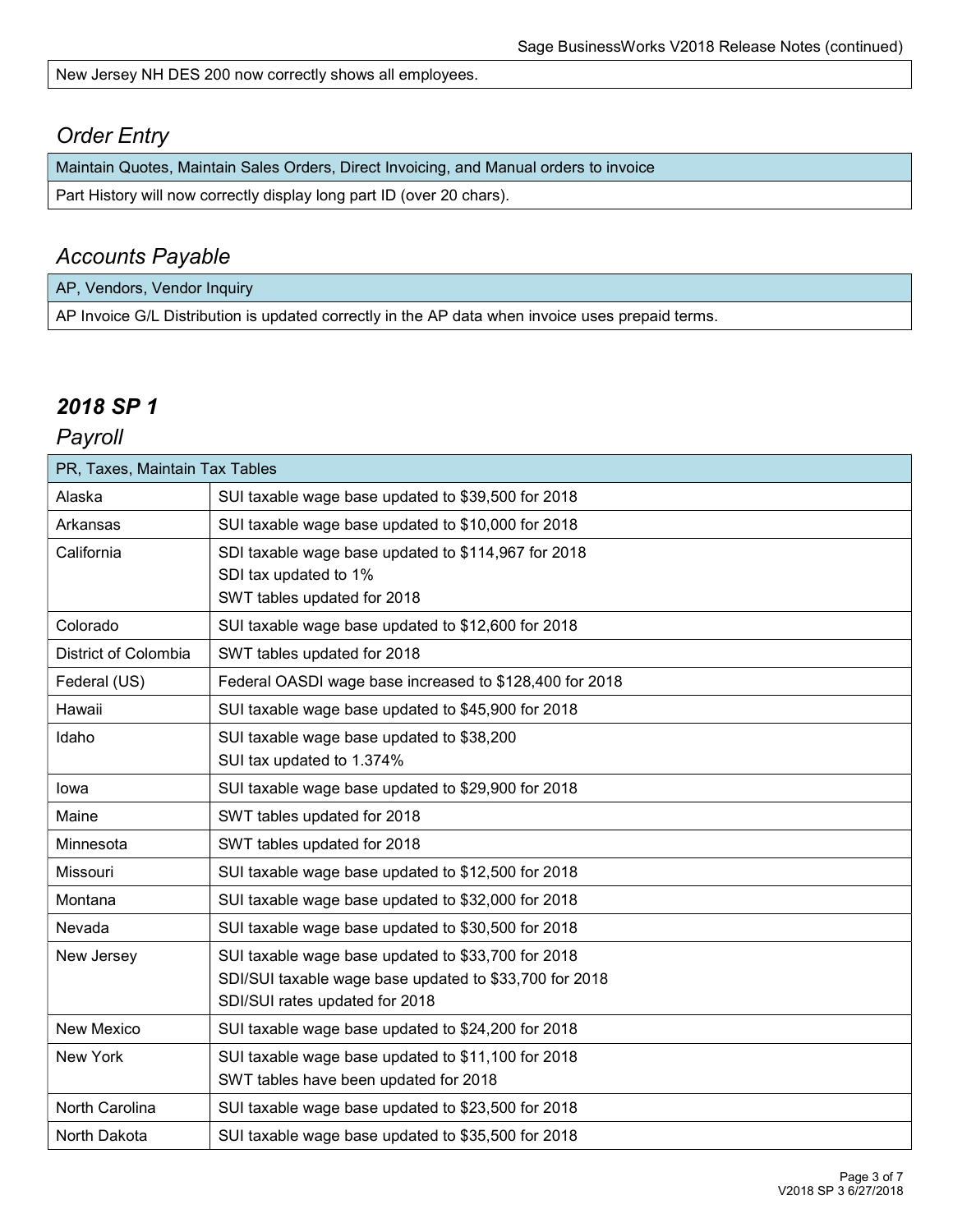| New Jersey NH DES 200 now correctly shows all employees. |
| --- |

## *Order Entry*

| Maintain Quotes, Maintain Sales Orders, Direct Invoicing, and Manual orders to invoice |
| --- |
| Part History will now correctly display long part ID (over 20 chars). |

## *Accounts Payable*

| AP, Vendors, Vendor Inquiry |
| --- |
| AP Invoice G/L Distribution is updated correctly in the AP data when invoice uses prepaid terms. |

# ***2018 SP 1***

## *Payroll*

| PR, Taxes, Maintain Tax Tables | |
| --- | --- |
| Alaska | SUI taxable wage base updated to $39,500 for 2018 |
| Arkansas | SUI taxable wage base updated to $10,000 for 2018 |
| California | SDI taxable wage base updated to $114,967 for 2018<br>SDI tax updated to 1%<br>SWT tables updated for 2018 |
| Colorado | SUI taxable wage base updated to $12,600 for 2018 |
| District of Colombia | SWT tables updated for 2018 |
| Federal (US) | Federal OASDI wage base increased to $128,400 for 2018 |
| Hawaii | SUI taxable wage base updated to $45,900 for 2018 |
| Idaho | SUI taxable wage base updated to $38,200<br>SUI tax updated to 1.374% |
| Iowa | SUI taxable wage base updated to $29,900 for 2018 |
| Maine | SWT tables updated for 2018 |
| Minnesota | SWT tables updated for 2018 |
| Missouri | SUI taxable wage base updated to $12,500 for 2018 |
| Montana | SUI taxable wage base updated to $32,000 for 2018 |
| Nevada | SUI taxable wage base updated to $30,500 for 2018 |
| New Jersey | SUI taxable wage base updated to $33,700 for 2018<br>SDI/SUI taxable wage base updated to $33,700 for 2018<br>SDI/SUI rates updated for 2018 |
| New Mexico | SUI taxable wage base updated to $24,200 for 2018 |
| New York | SUI taxable wage base updated to $11,100 for 2018<br>SWT tables have been updated for 2018 |
| North Carolina | SUI taxable wage base updated to $23,500 for 2018 |
| North Dakota | SUI taxable wage base updated to $35,500 for 2018 |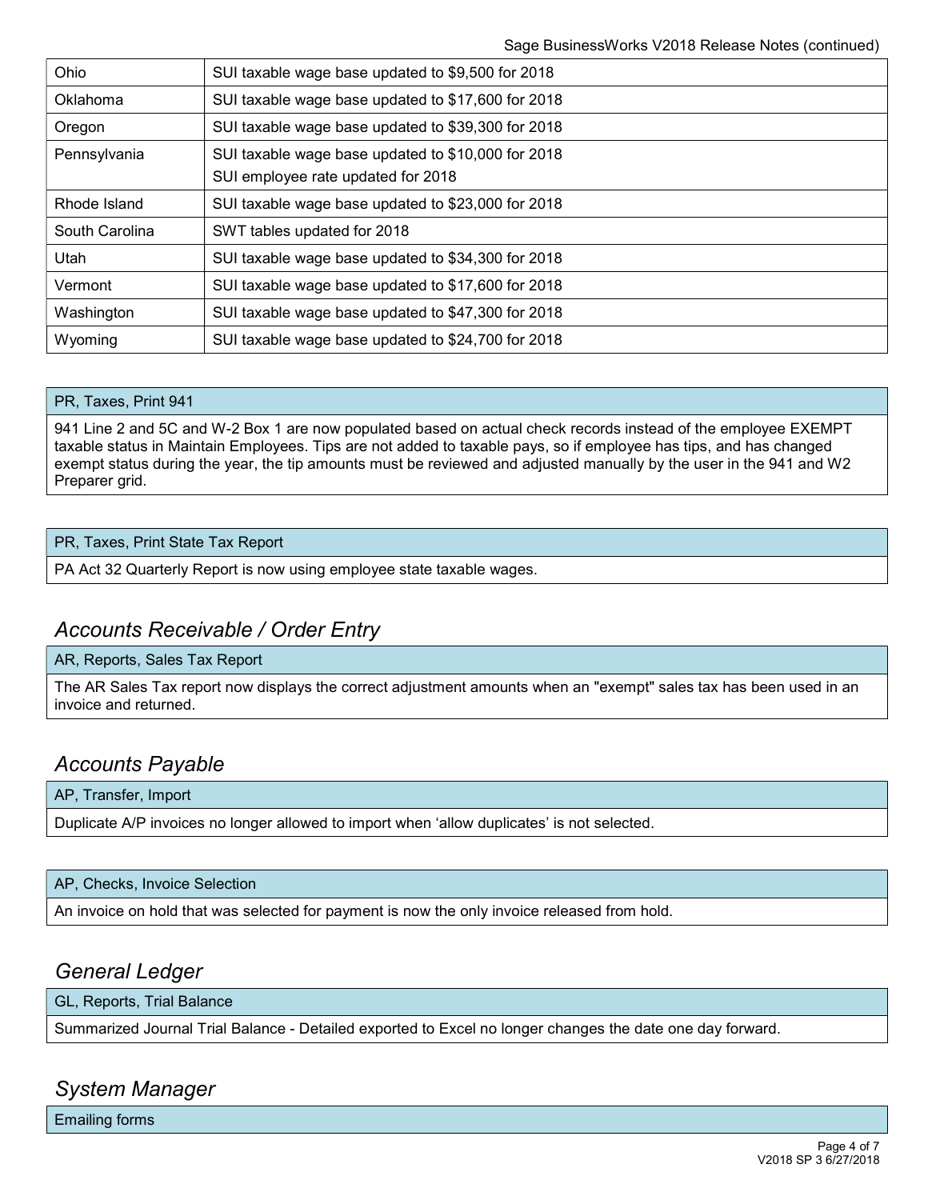| Ohio | SUI taxable wage base updated to $9,500 for 2018 |
|---|---|
| Oklahoma | SUI taxable wage base updated to $17,600 for 2018 |
| Oregon | SUI taxable wage base updated to $39,300 for 2018 |
| Pennsylvania | SUI taxable wage base updated to $10,000 for 2018<br>SUI employee rate updated for 2018 |
| Rhode Island | SUI taxable wage base updated to $23,000 for 2018 |
| South Carolina | SWT tables updated for 2018 |
| Utah | SUI taxable wage base updated to $34,300 for 2018 |
| Vermont | SUI taxable wage base updated to $17,600 for 2018 |
| Washington | SUI taxable wage base updated to $47,300 for 2018 |
| Wyoming | SUI taxable wage base updated to $24,700 for 2018 |

| PR, Taxes, Print 941 |
|---|
| 941 Line 2 and 5C and W-2 Box 1 are now populated based on actual check records instead of the employee EXEMPT taxable status in Maintain Employees. Tips are not added to taxable pays, so if employee has tips, and has changed exempt status during the year, the tip amounts must be reviewed and adjusted manually by the user in the 941 and W2 Preparer grid. |

| PR, Taxes, Print State Tax Report |
|---|
| PA Act 32 Quarterly Report is now using employee state taxable wages. |

## *Accounts Receivable / Order Entry*

| AR, Reports, Sales Tax Report |
|---|
| The AR Sales Tax report now displays the correct adjustment amounts when an "exempt" sales tax has been used in an invoice and returned. |

## *Accounts Payable*

| AP, Transfer, Import |
|---|
| Duplicate A/P invoices no longer allowed to import when 'allow duplicates' is not selected. |

| AP, Checks, Invoice Selection |
|---|
| An invoice on hold that was selected for payment is now the only invoice released from hold. |

## *General Ledger*

| GL, Reports, Trial Balance |
|---|
| Summarized Journal Trial Balance - Detailed exported to Excel no longer changes the date one day forward. |

## *System Manager*

| Emailing forms |
|---|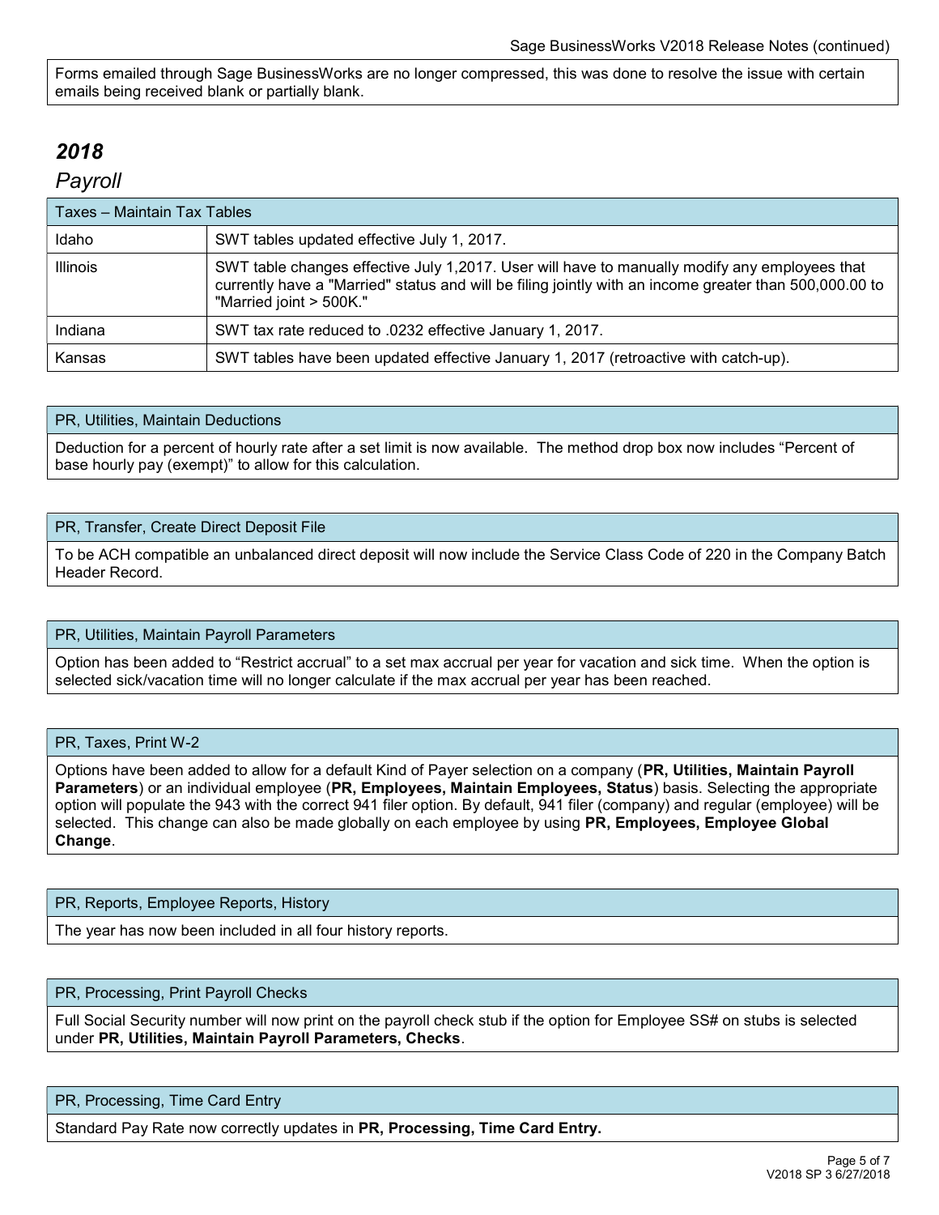Forms emailed through Sage BusinessWorks are no longer compressed, this was done to resolve the issue with certain emails being received blank or partially blank.

## *2018*

### *Payroll*

| Taxes – Maintain Tax Tables | |
|---|---|
| Idaho | SWT tables updated effective July 1, 2017. |
| Illinois | SWT table changes effective July 1,2017. User will have to manually modify any employees that currently have a "Married" status and will be filing jointly with an income greater than 500,000.00 to "Married joint > 500K." |
| Indiana | SWT tax rate reduced to .0232 effective January 1, 2017. |
| Kansas | SWT tables have been updated effective January 1, 2017 (retroactive with catch-up). |

| PR, Utilities, Maintain Deductions |
|---|
| Deduction for a percent of hourly rate after a set limit is now available. The method drop box now includes “Percent of base hourly pay (exempt)” to allow for this calculation. |

| PR, Transfer, Create Direct Deposit File |
|---|
| To be ACH compatible an unbalanced direct deposit will now include the Service Class Code of 220 in the Company Batch Header Record. |

| PR, Utilities, Maintain Payroll Parameters |
|---|
| Option has been added to “Restrict accrual” to a set max accrual per year for vacation and sick time. When the option is selected sick/vacation time will no longer calculate if the max accrual per year has been reached. |

| PR, Taxes, Print W-2 |
|---|
| Options have been added to allow for a default Kind of Payer selection on a company (**PR, Utilities, Maintain Payroll Parameters**) or an individual employee (**PR, Employees, Maintain Employees, Status**) basis. Selecting the appropriate option will populate the 943 with the correct 941 filer option. By default, 941 filer (company) and regular (employee) will be selected. This change can also be made globally on each employee by using **PR, Employees, Employee Global Change**. |

| PR, Reports, Employee Reports, History |
|---|
| The year has now been included in all four history reports. |

| PR, Processing, Print Payroll Checks |
|---|
| Full Social Security number will now print on the payroll check stub if the option for Employee SS# on stubs is selected under **PR, Utilities, Maintain Payroll Parameters, Checks**. |

| PR, Processing, Time Card Entry |
|---|
| Standard Pay Rate now correctly updates in **PR, Processing, Time Card Entry.** |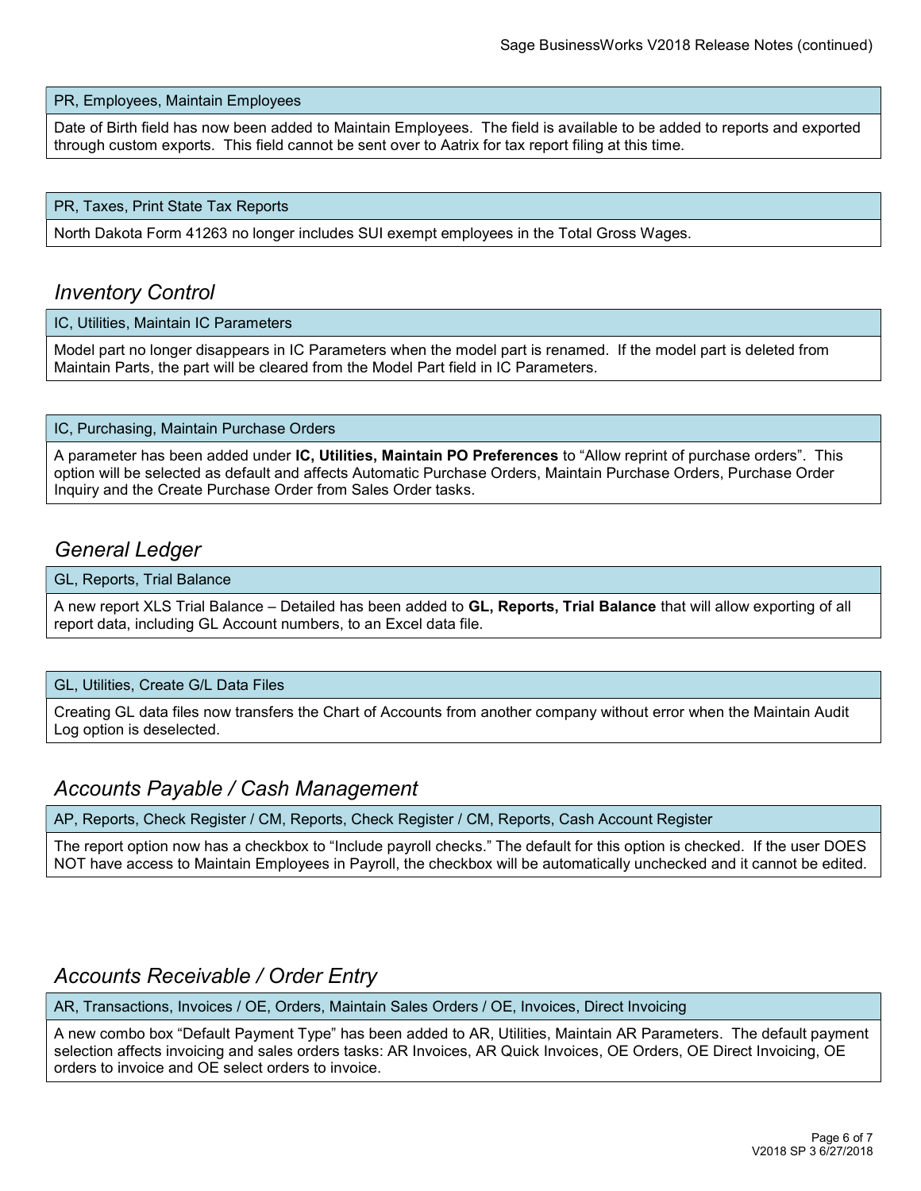| PR, Employees, Maintain Employees |
| --- |
| Date of Birth field has now been added to Maintain Employees. The field is available to be added to reports and exported through custom exports. This field cannot be sent over to Aatrix for tax report filing at this time. |

| PR, Taxes, Print State Tax Reports |
| --- |
| North Dakota Form 41263 no longer includes SUI exempt employees in the Total Gross Wages. |

## *Inventory Control*

| IC, Utilities, Maintain IC Parameters |
| --- |
| Model part no longer disappears in IC Parameters when the model part is renamed. If the model part is deleted from Maintain Parts, the part will be cleared from the Model Part field in IC Parameters. |

| IC, Purchasing, Maintain Purchase Orders |
| --- |
| A parameter has been added under **IC, Utilities, Maintain PO Preferences** to "Allow reprint of purchase orders". This option will be selected as default and affects Automatic Purchase Orders, Maintain Purchase Orders, Purchase Order Inquiry and the Create Purchase Order from Sales Order tasks. |

## *General Ledger*

| GL, Reports, Trial Balance |
| --- |
| A new report XLS Trial Balance – Detailed has been added to **GL, Reports, Trial Balance** that will allow exporting of all report data, including GL Account numbers, to an Excel data file. |

| GL, Utilities, Create G/L Data Files |
| --- |
| Creating GL data files now transfers the Chart of Accounts from another company without error when the Maintain Audit Log option is deselected. |

## *Accounts Payable / Cash Management*

| AP, Reports, Check Register / CM, Reports, Check Register / CM, Reports, Cash Account Register |
| --- |
| The report option now has a checkbox to "Include payroll checks." The default for this option is checked. If the user DOES NOT have access to Maintain Employees in Payroll, the checkbox will be automatically unchecked and it cannot be edited. |

## *Accounts Receivable / Order Entry*

| AR, Transactions, Invoices / OE, Orders, Maintain Sales Orders / OE, Invoices, Direct Invoicing |
| --- |
| A new combo box "Default Payment Type" has been added to AR, Utilities, Maintain AR Parameters. The default payment selection affects invoicing and sales orders tasks: AR Invoices, AR Quick Invoices, OE Orders, OE Direct Invoicing, OE orders to invoice and OE select orders to invoice. |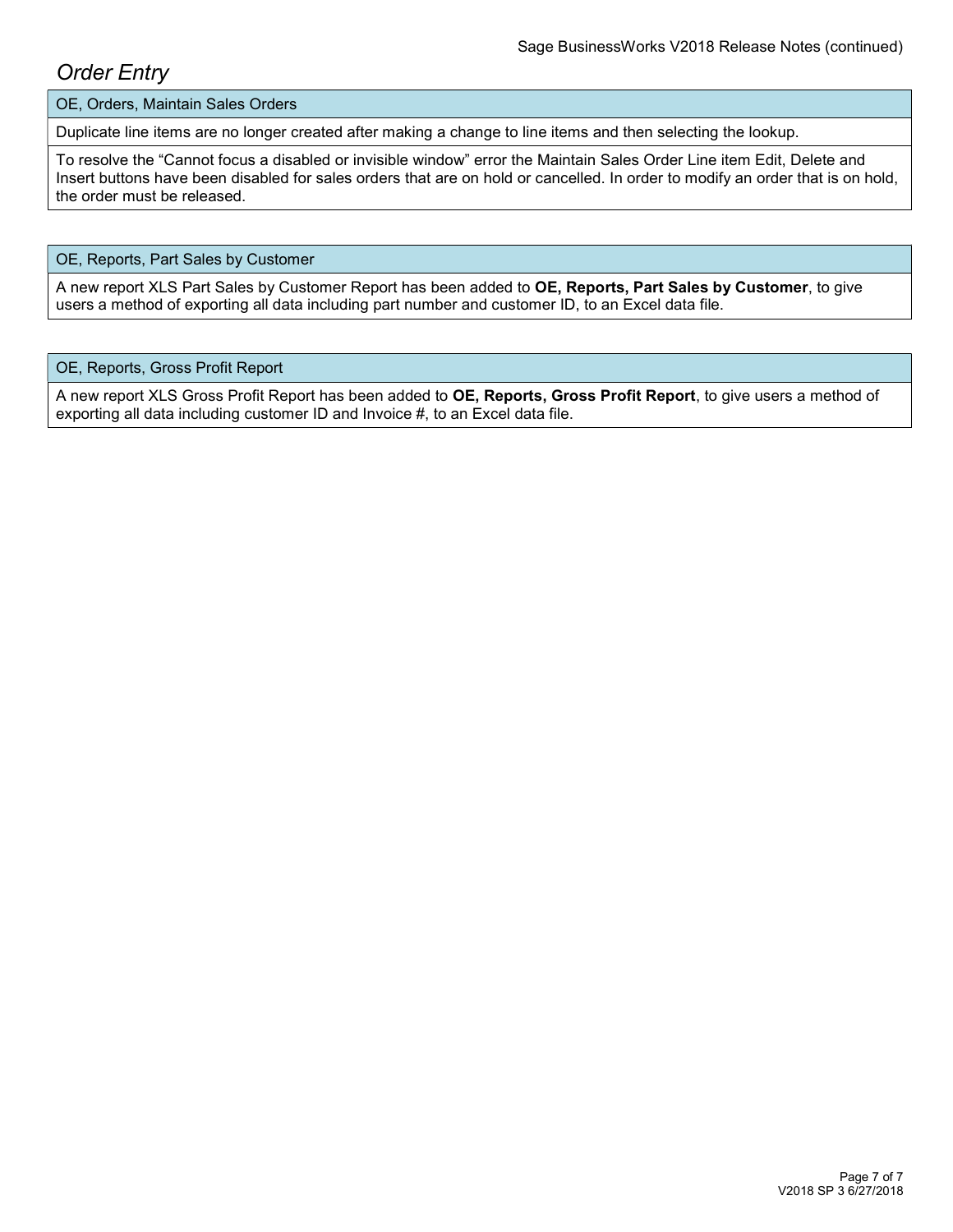## *Order Entry*

| OE, Orders, Maintain Sales Orders |
| --- |
| Duplicate line items are no longer created after making a change to line items and then selecting the lookup. |
| To resolve the “Cannot focus a disabled or invisible window” error the Maintain Sales Order Line item Edit, Delete and Insert buttons have been disabled for sales orders that are on hold or cancelled. In order to modify an order that is on hold, the order must be released. |

| OE, Reports, Part Sales by Customer |
| --- |
| A new report XLS Part Sales by Customer Report has been added to **OE, Reports, Part Sales by Customer**, to give users a method of exporting all data including part number and customer ID, to an Excel data file. |

| OE, Reports, Gross Profit Report |
| --- |
| A new report XLS Gross Profit Report has been added to **OE, Reports, Gross Profit Report**, to give users a method of exporting all data including customer ID and Invoice #, to an Excel data file. |